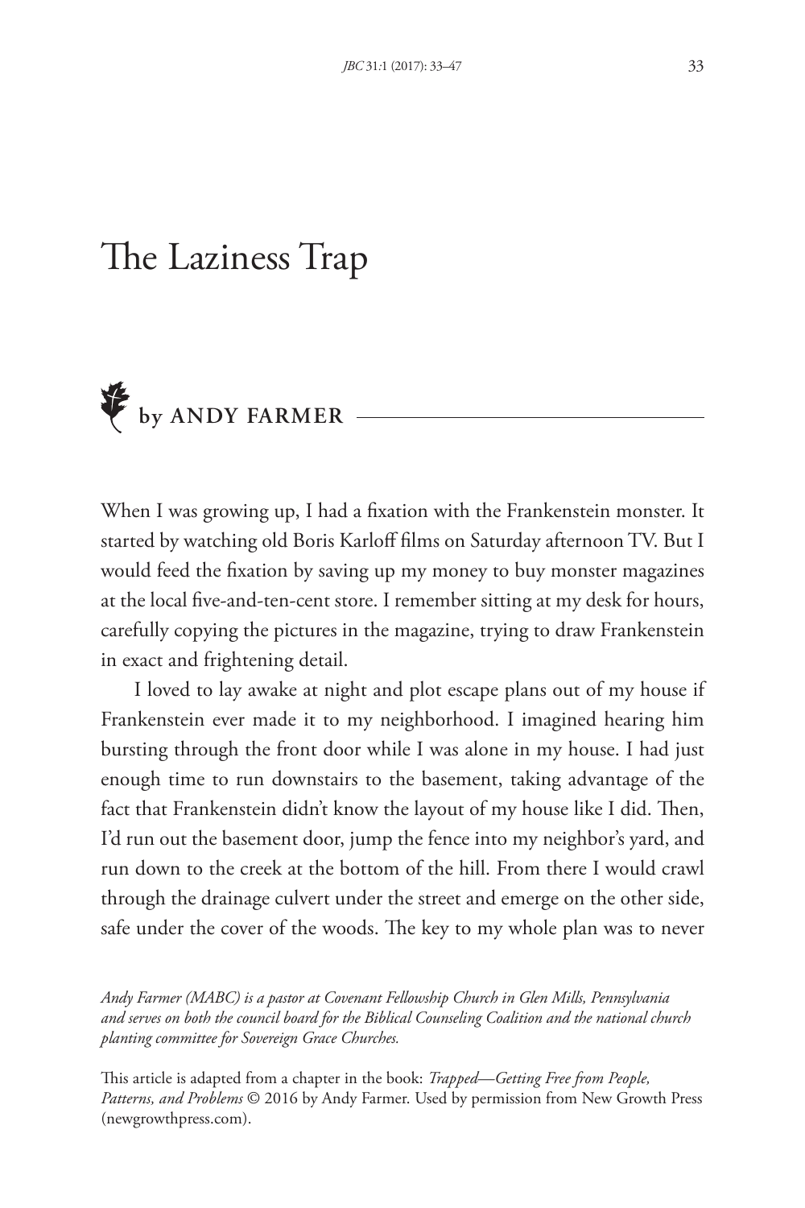# The Laziness Trap

**by ANDY FARMER**

When I was growing up, I had a fixation with the Frankenstein monster. It started by watching old Boris Karloff films on Saturday afternoon TV. But I would feed the fixation by saving up my money to buy monster magazines at the local five-and-ten-cent store. I remember sitting at my desk for hours, carefully copying the pictures in the magazine, trying to draw Frankenstein in exact and frightening detail.

I loved to lay awake at night and plot escape plans out of my house if Frankenstein ever made it to my neighborhood. I imagined hearing him bursting through the front door while I was alone in my house. I had just enough time to run downstairs to the basement, taking advantage of the fact that Frankenstein didn't know the layout of my house like I did. Then, I'd run out the basement door, jump the fence into my neighbor's yard, and run down to the creek at the bottom of the hill. From there I would crawl through the drainage culvert under the street and emerge on the other side, safe under the cover of the woods. The key to my whole plan was to never

*Andy Farmer (MABC) is a pastor at Covenant Fellowship Church in Glen Mills, Pennsylvania and serves on both the council board for the Biblical Counseling Coalition and the national church planting committee for Sovereign Grace Churches.*

This article is adapted from a chapter in the book: *Trapped—Getting Free from People, Patterns, and Problems* © 2016 by Andy Farmer. Used by permission from New Growth Press (newgrowthpress.com).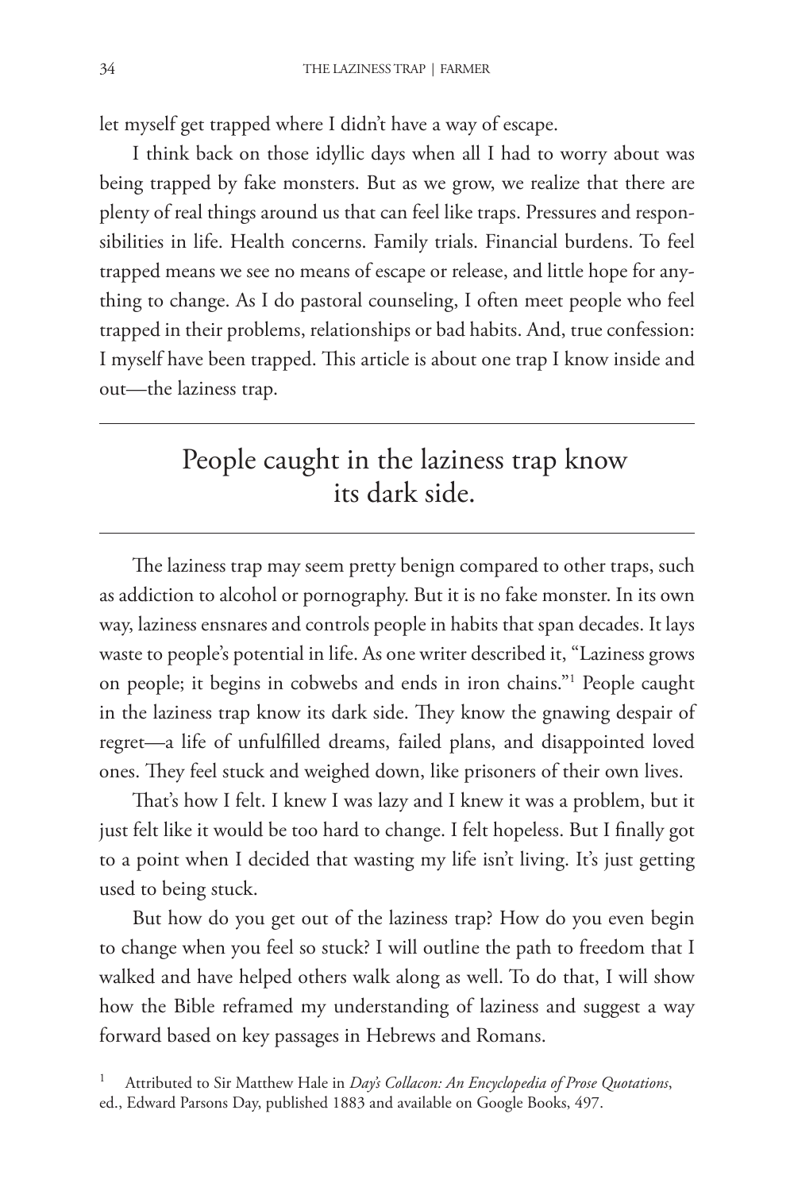let myself get trapped where I didn't have a way of escape.

I think back on those idyllic days when all I had to worry about was being trapped by fake monsters. But as we grow, we realize that there are plenty of real things around us that can feel like traps. Pressures and responsibilities in life. Health concerns. Family trials. Financial burdens. To feel trapped means we see no means of escape or release, and little hope for anything to change. As I do pastoral counseling, I often meet people who feel trapped in their problems, relationships or bad habits. And, true confession: I myself have been trapped. This article is about one trap I know inside and out—the laziness trap.

---

> People caught in the laziness trap know its dark side.

---

The laziness trap may seem pretty benign compared to other traps, such as addiction to alcohol or pornography. But it is no fake monster. In its own way, laziness ensnares and controls people in habits that span decades. It lays waste to people's potential in life. As one writer described it, "Laziness grows on people; it begins in cobwebs and ends in iron chains."[1] People caught in the laziness trap know its dark side. They know the gnawing despair of regret—a life of unfulfilled dreams, failed plans, and disappointed loved ones. They feel stuck and weighed down, like prisoners of their own lives.

That's how I felt. I knew I was lazy and I knew it was a problem, but it just felt like it would be too hard to change. I felt hopeless. But I finally got to a point when I decided that wasting my life isn't living. It's just getting used to being stuck.

But how do you get out of the laziness trap? How do you even begin to change when you feel so stuck? I will outline the path to freedom that I walked and have helped others walk along as well. To do that, I will show how the Bible reframed my understanding of laziness and suggest a way forward based on key passages in Hebrews and Romans.

[1] Attributed to Sir Matthew Hale in *Day's Collacon: An Encyclopedia of Prose Quotations*, ed., Edward Parsons Day, published 1883 and available on Google Books, 497.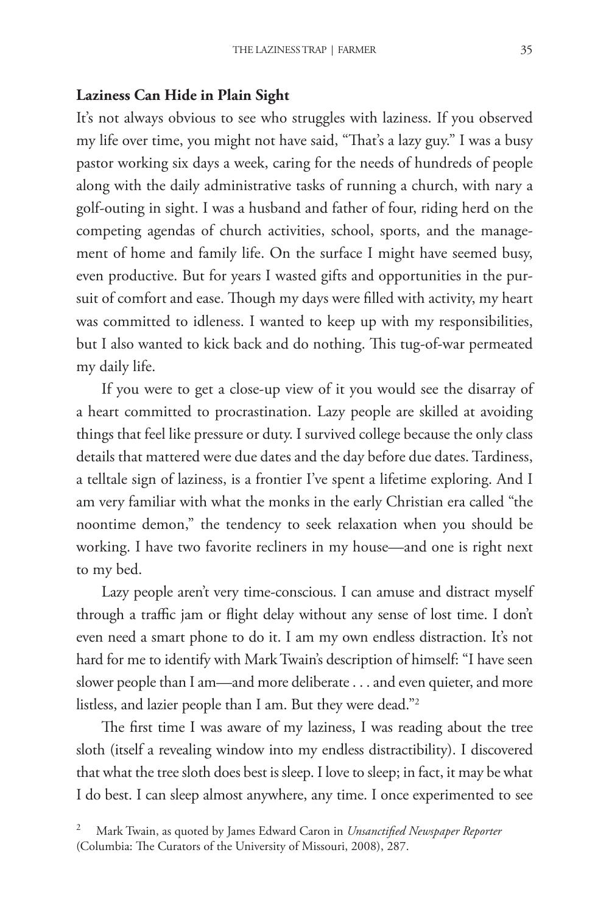**Laziness Can Hide in Plain Sight**

It's not always obvious to see who struggles with laziness. If you observed my life over time, you might not have said, "That's a lazy guy." I was a busy pastor working six days a week, caring for the needs of hundreds of people along with the daily administrative tasks of running a church, with nary a golf-outing in sight. I was a husband and father of four, riding herd on the competing agendas of church activities, school, sports, and the management of home and family life. On the surface I might have seemed busy, even productive. But for years I wasted gifts and opportunities in the pursuit of comfort and ease. Though my days were filled with activity, my heart was committed to idleness. I wanted to keep up with my responsibilities, but I also wanted to kick back and do nothing. This tug-of-war permeated my daily life.

If you were to get a close-up view of it you would see the disarray of a heart committed to procrastination. Lazy people are skilled at avoiding things that feel like pressure or duty. I survived college because the only class details that mattered were due dates and the day before due dates. Tardiness, a telltale sign of laziness, is a frontier I've spent a lifetime exploring. And I am very familiar with what the monks in the early Christian era called "the noontime demon," the tendency to seek relaxation when you should be working. I have two favorite recliners in my house—and one is right next to my bed.

Lazy people aren't very time-conscious. I can amuse and distract myself through a traffic jam or flight delay without any sense of lost time. I don't even need a smart phone to do it. I am my own endless distraction. It's not hard for me to identify with Mark Twain's description of himself: "I have seen slower people than I am—and more deliberate . . . and even quieter, and more listless, and lazier people than I am. But they were dead."[2]

The first time I was aware of my laziness, I was reading about the tree sloth (itself a revealing window into my endless distractibility). I discovered that what the tree sloth does best is sleep. I love to sleep; in fact, it may be what I do best. I can sleep almost anywhere, any time. I once experimented to see

[2] Mark Twain, as quoted by James Edward Caron in *Unsanctified Newspaper Reporter* (Columbia: The Curators of the University of Missouri, 2008), 287.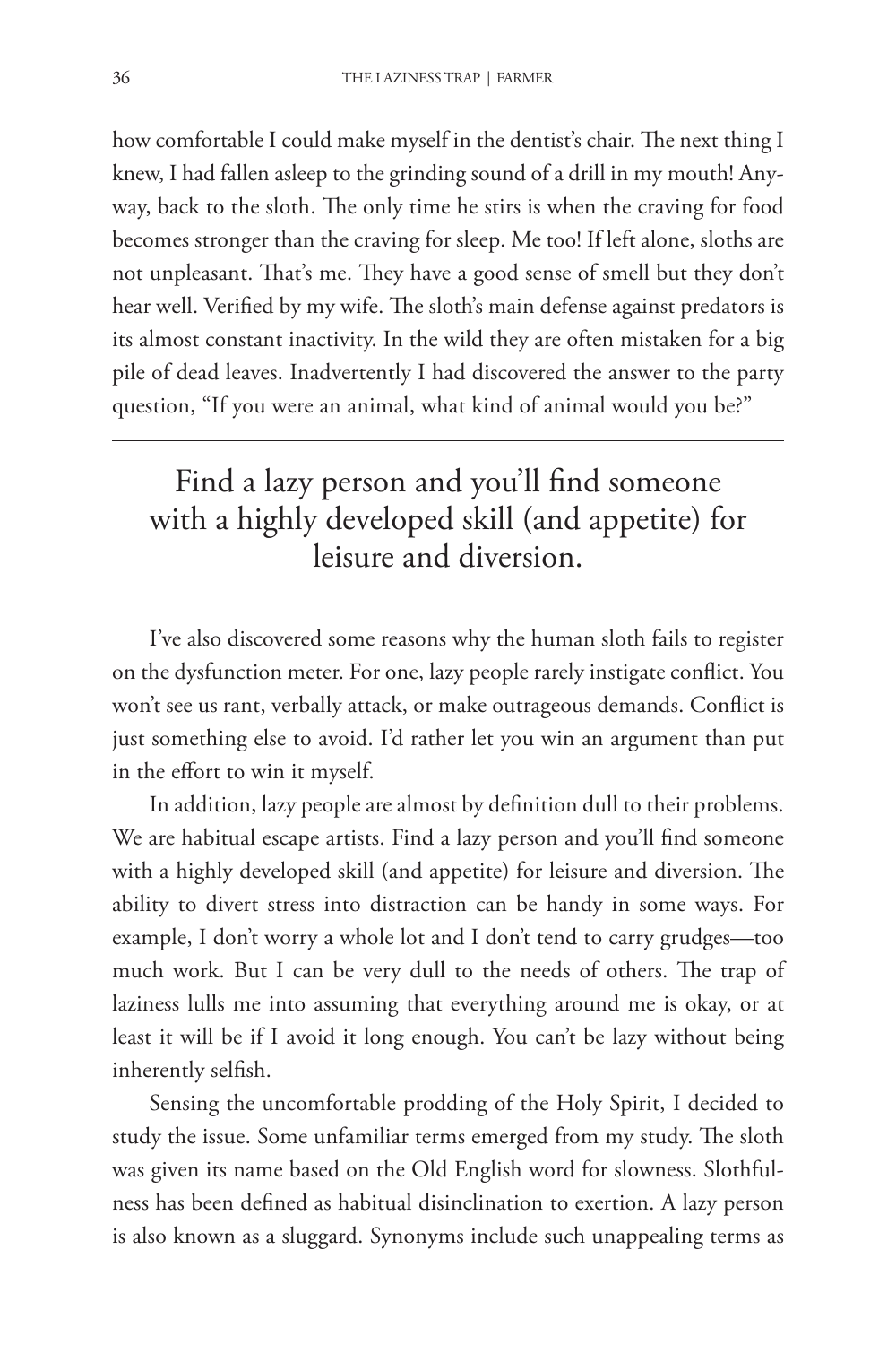how comfortable I could make myself in the dentist's chair. The next thing I knew, I had fallen asleep to the grinding sound of a drill in my mouth! Anyway, back to the sloth. The only time he stirs is when the craving for food becomes stronger than the craving for sleep. Me too! If left alone, sloths are not unpleasant. That's me. They have a good sense of smell but they don't hear well. Verified by my wife. The sloth's main defense against predators is its almost constant inactivity. In the wild they are often mistaken for a big pile of dead leaves. Inadvertently I had discovered the answer to the party question, "If you were an animal, what kind of animal would you be?"

---

> Find a lazy person and you'll find someone with a highly developed skill (and appetite) for leisure and diversion.

---

I've also discovered some reasons why the human sloth fails to register on the dysfunction meter. For one, lazy people rarely instigate conflict. You won't see us rant, verbally attack, or make outrageous demands. Conflict is just something else to avoid. I'd rather let you win an argument than put in the effort to win it myself.

In addition, lazy people are almost by definition dull to their problems. We are habitual escape artists. Find a lazy person and you'll find someone with a highly developed skill (and appetite) for leisure and diversion. The ability to divert stress into distraction can be handy in some ways. For example, I don't worry a whole lot and I don't tend to carry grudges—too much work. But I can be very dull to the needs of others. The trap of laziness lulls me into assuming that everything around me is okay, or at least it will be if I avoid it long enough. You can't be lazy without being inherently selfish.

Sensing the uncomfortable prodding of the Holy Spirit, I decided to study the issue. Some unfamiliar terms emerged from my study. The sloth was given its name based on the Old English word for slowness. Slothfulness has been defined as habitual disinclination to exertion. A lazy person is also known as a sluggard. Synonyms include such unappealing terms as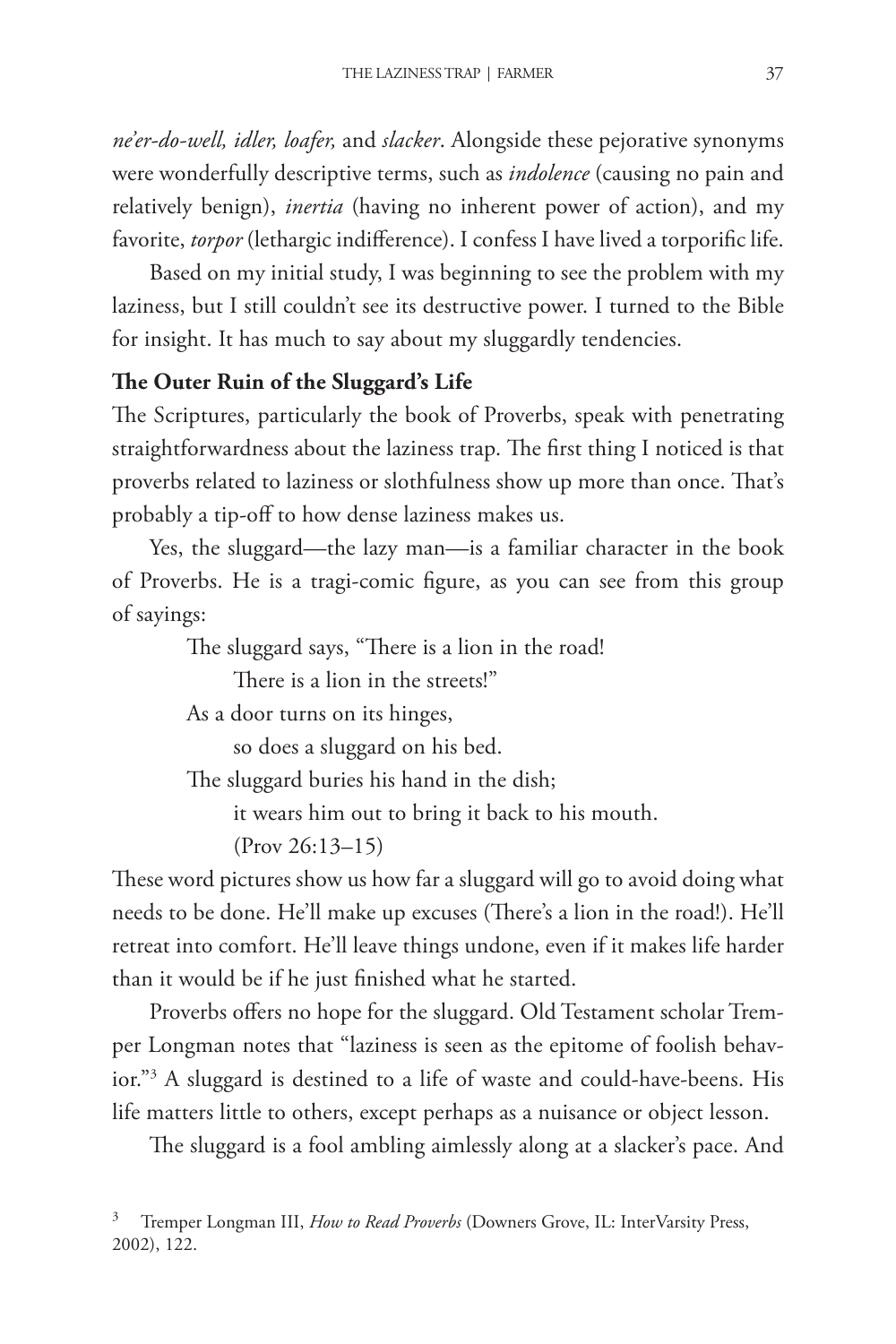*ne'er-do-well, idler, loafer,* and *slacker*. Alongside these pejorative synonyms were wonderfully descriptive terms, such as *indolence* (causing no pain and relatively benign), *inertia* (having no inherent power of action), and my favorite, *torpor* (lethargic indifference). I confess I have lived a torporific life.

Based on my initial study, I was beginning to see the problem with my laziness, but I still couldn't see its destructive power. I turned to the Bible for insight. It has much to say about my sluggardly tendencies.

**The Outer Ruin of the Sluggard's Life**

The Scriptures, particularly the book of Proverbs, speak with penetrating straightforwardness about the laziness trap. The first thing I noticed is that proverbs related to laziness or slothfulness show up more than once. That's probably a tip-off to how dense laziness makes us.

Yes, the sluggard—the lazy man—is a familiar character in the book of Proverbs. He is a tragi-comic figure, as you can see from this group of sayings:

> The sluggard says, "There is a lion in the road!
> There is a lion in the streets!"
> As a door turns on its hinges,
> so does a sluggard on his bed.
> The sluggard buries his hand in the dish;
> it wears him out to bring it back to his mouth.
> (Prov 26:13–15)

These word pictures show us how far a sluggard will go to avoid doing what needs to be done. He'll make up excuses (There's a lion in the road!). He'll retreat into comfort. He'll leave things undone, even if it makes life harder than it would be if he just finished what he started.

Proverbs offers no hope for the sluggard. Old Testament scholar Tremper Longman notes that "laziness is seen as the epitome of foolish behavior."[3] A sluggard is destined to a life of waste and could-have-beens. His life matters little to others, except perhaps as a nuisance or object lesson.

The sluggard is a fool ambling aimlessly along at a slacker's pace. And

[3] Tremper Longman III, *How to Read Proverbs* (Downers Grove, IL: InterVarsity Press, 2002), 122.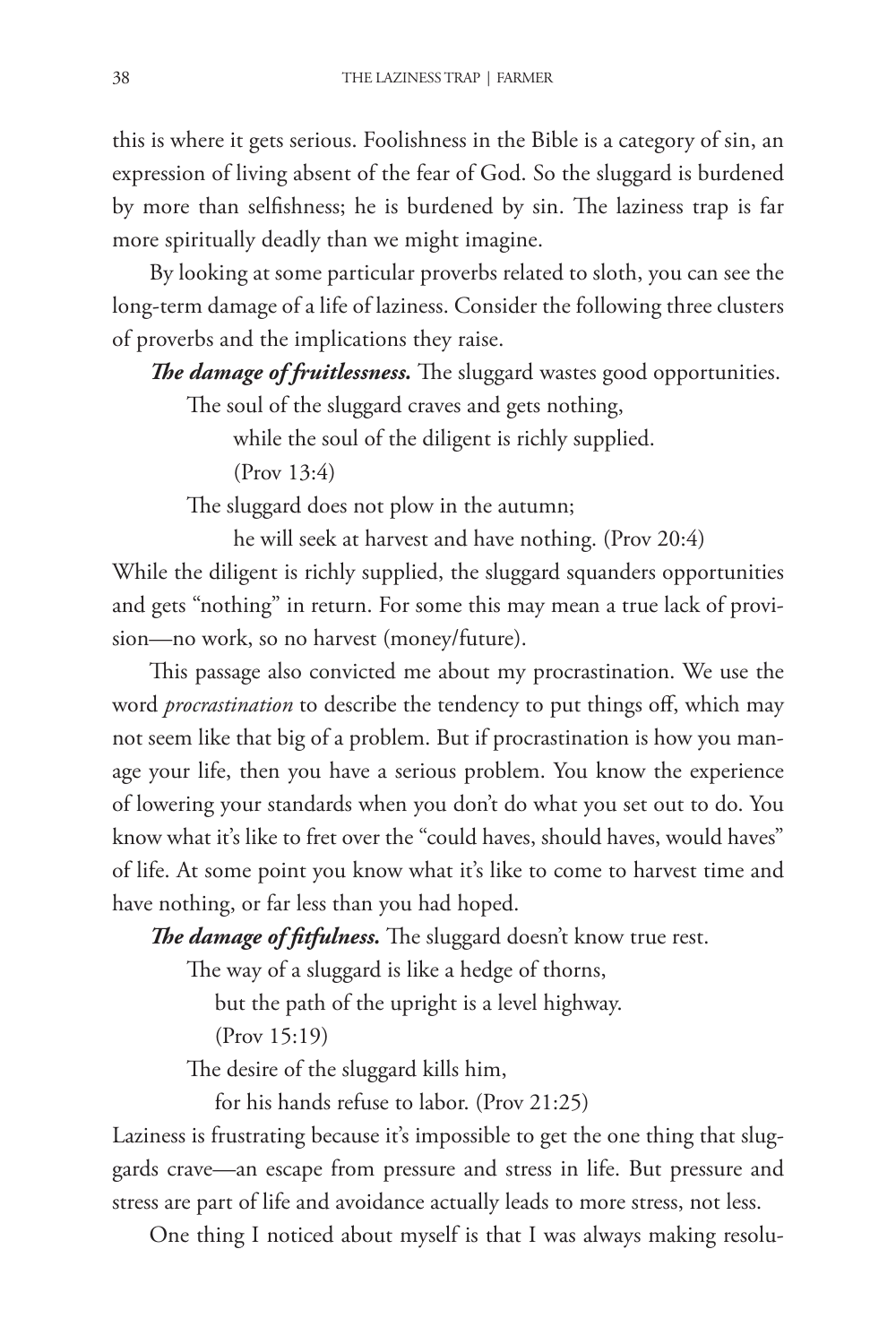this is where it gets serious. Foolishness in the Bible is a category of sin, an expression of living absent of the fear of God. So the sluggard is burdened by more than selfishness; he is burdened by sin. The laziness trap is far more spiritually deadly than we might imagine.

By looking at some particular proverbs related to sloth, you can see the long-term damage of a life of laziness. Consider the following three clusters of proverbs and the implications they raise.

***The damage of fruitlessness.*** The sluggard wastes good opportunities.

> The soul of the sluggard craves and gets nothing,
> while the soul of the diligent is richly supplied.
> (Prov 13:4)
>
> The sluggard does not plow in the autumn;
> he will seek at harvest and have nothing. (Prov 20:4)

While the diligent is richly supplied, the sluggard squanders opportunities and gets "nothing" in return. For some this may mean a true lack of provision—no work, so no harvest (money/future).

This passage also convicted me about my procrastination. We use the word *procrastination* to describe the tendency to put things off, which may not seem like that big of a problem. But if procrastination is how you manage your life, then you have a serious problem. You know the experience of lowering your standards when you don't do what you set out to do. You know what it's like to fret over the "could haves, should haves, would haves" of life. At some point you know what it's like to come to harvest time and have nothing, or far less than you had hoped.

***The damage of fitfulness.*** The sluggard doesn't know true rest.

> The way of a sluggard is like a hedge of thorns,
> but the path of the upright is a level highway.
> (Prov 15:19)
>
> The desire of the sluggard kills him,
> for his hands refuse to labor. (Prov 21:25)

Laziness is frustrating because it's impossible to get the one thing that sluggards crave—an escape from pressure and stress in life. But pressure and stress are part of life and avoidance actually leads to more stress, not less.

One thing I noticed about myself is that I was always making resolu-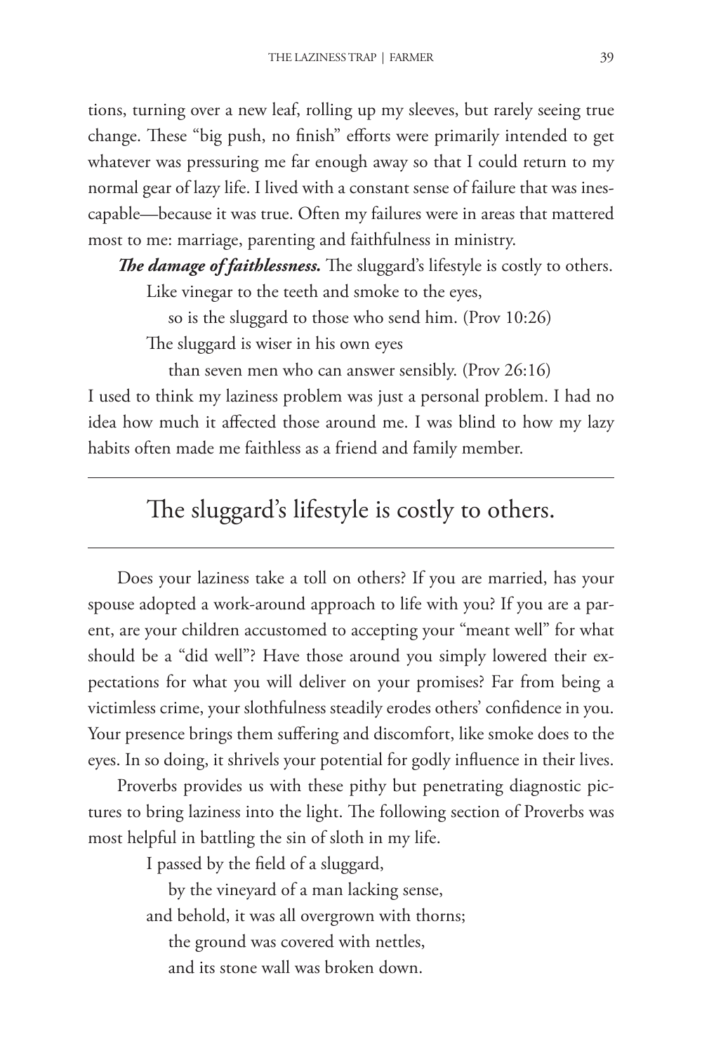tions, turning over a new leaf, rolling up my sleeves, but rarely seeing true change. These "big push, no finish" efforts were primarily intended to get whatever was pressuring me far enough away so that I could return to my normal gear of lazy life. I lived with a constant sense of failure that was inescapable—because it was true. Often my failures were in areas that mattered most to me: marriage, parenting and faithfulness in ministry.

***The damage of faithlessness.*** The sluggard's lifestyle is costly to others.

> Like vinegar to the teeth and smoke to the eyes,
> so is the sluggard to those who send him. (Prov 10:26)
>
> The sluggard is wiser in his own eyes
> than seven men who can answer sensibly. (Prov 26:16)

I used to think my laziness problem was just a personal problem. I had no idea how much it affected those around me. I was blind to how my lazy habits often made me faithless as a friend and family member.

---

The sluggard's lifestyle is costly to others.

---

Does your laziness take a toll on others? If you are married, has your spouse adopted a work-around approach to life with you? If you are a parent, are your children accustomed to accepting your "meant well" for what should be a "did well"? Have those around you simply lowered their expectations for what you will deliver on your promises? Far from being a victimless crime, your slothfulness steadily erodes others' confidence in you. Your presence brings them suffering and discomfort, like smoke does to the eyes. In so doing, it shrivels your potential for godly influence in their lives.

Proverbs provides us with these pithy but penetrating diagnostic pictures to bring laziness into the light. The following section of Proverbs was most helpful in battling the sin of sloth in my life.

> I passed by the field of a sluggard,
> by the vineyard of a man lacking sense,
> and behold, it was all overgrown with thorns;
> the ground was covered with nettles,
> and its stone wall was broken down.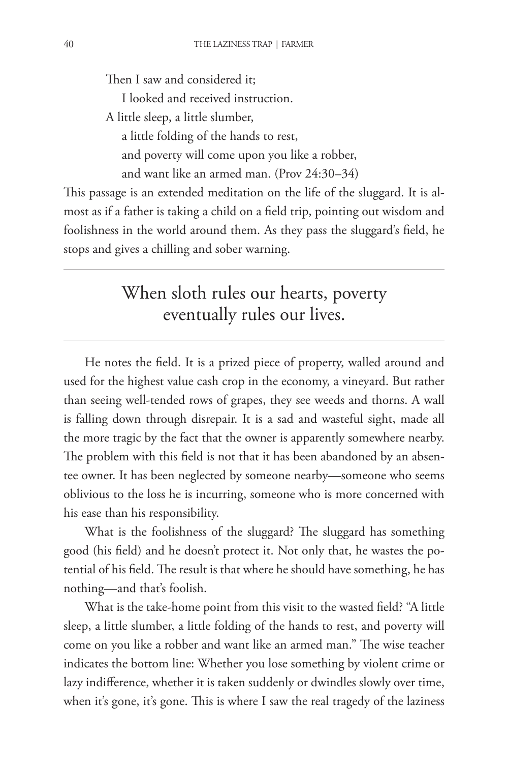Then I saw and considered it;  
    I looked and received instruction.  
A little sleep, a little slumber,  
    a little folding of the hands to rest,  
    and poverty will come upon you like a robber,  
    and want like an armed man. (Prov 24:30–34)

This passage is an extended meditation on the life of the sluggard. It is almost as if a father is taking a child on a field trip, pointing out wisdom and foolishness in the world around them. As they pass the sluggard's field, he stops and gives a chilling and sober warning.

---

> When sloth rules our hearts, poverty eventually rules our lives.

---

He notes the field. It is a prized piece of property, walled around and used for the highest value cash crop in the economy, a vineyard. But rather than seeing well-tended rows of grapes, they see weeds and thorns. A wall is falling down through disrepair. It is a sad and wasteful sight, made all the more tragic by the fact that the owner is apparently somewhere nearby. The problem with this field is not that it has been abandoned by an absentee owner. It has been neglected by someone nearby—someone who seems oblivious to the loss he is incurring, someone who is more concerned with his ease than his responsibility.

What is the foolishness of the sluggard? The sluggard has something good (his field) and he doesn't protect it. Not only that, he wastes the potential of his field. The result is that where he should have something, he has nothing—and that's foolish.

What is the take-home point from this visit to the wasted field? "A little sleep, a little slumber, a little folding of the hands to rest, and poverty will come on you like a robber and want like an armed man." The wise teacher indicates the bottom line: Whether you lose something by violent crime or lazy indifference, whether it is taken suddenly or dwindles slowly over time, when it's gone, it's gone. This is where I saw the real tragedy of the laziness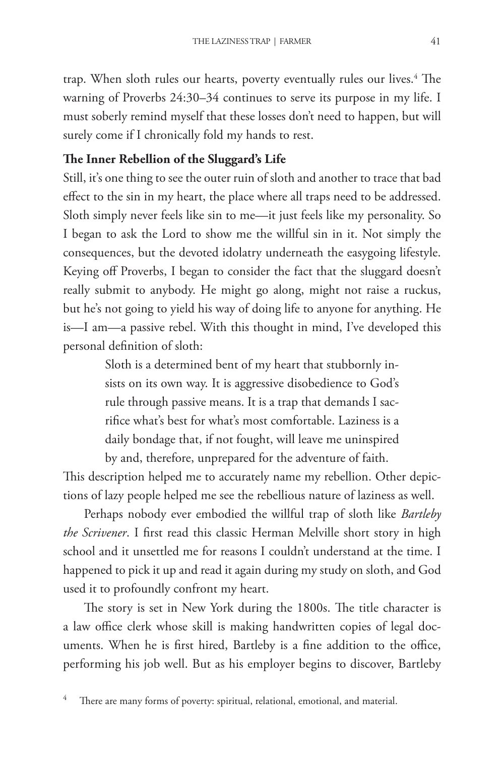trap. When sloth rules our hearts, poverty eventually rules our lives.[4] The warning of Proverbs 24:30–34 continues to serve its purpose in my life. I must soberly remind myself that these losses don't need to happen, but will surely come if I chronically fold my hands to rest.

**The Inner Rebellion of the Sluggard's Life**

Still, it's one thing to see the outer ruin of sloth and another to trace that bad effect to the sin in my heart, the place where all traps need to be addressed. Sloth simply never feels like sin to me—it just feels like my personality. So I began to ask the Lord to show me the willful sin in it. Not simply the consequences, but the devoted idolatry underneath the easygoing lifestyle. Keying off Proverbs, I began to consider the fact that the sluggard doesn't really submit to anybody. He might go along, might not raise a ruckus, but he's not going to yield his way of doing life to anyone for anything. He is—I am—a passive rebel. With this thought in mind, I've developed this personal definition of sloth:

> Sloth is a determined bent of my heart that stubbornly insists on its own way. It is aggressive disobedience to God's rule through passive means. It is a trap that demands I sacrifice what's best for what's most comfortable. Laziness is a daily bondage that, if not fought, will leave me uninspired by and, therefore, unprepared for the adventure of faith.

This description helped me to accurately name my rebellion. Other depictions of lazy people helped me see the rebellious nature of laziness as well.

Perhaps nobody ever embodied the willful trap of sloth like *Bartleby the Scrivener*. I first read this classic Herman Melville short story in high school and it unsettled me for reasons I couldn't understand at the time. I happened to pick it up and read it again during my study on sloth, and God used it to profoundly confront my heart.

The story is set in New York during the 1800s. The title character is a law office clerk whose skill is making handwritten copies of legal documents. When he is first hired, Bartleby is a fine addition to the office, performing his job well. But as his employer begins to discover, Bartleby

[4] There are many forms of poverty: spiritual, relational, emotional, and material.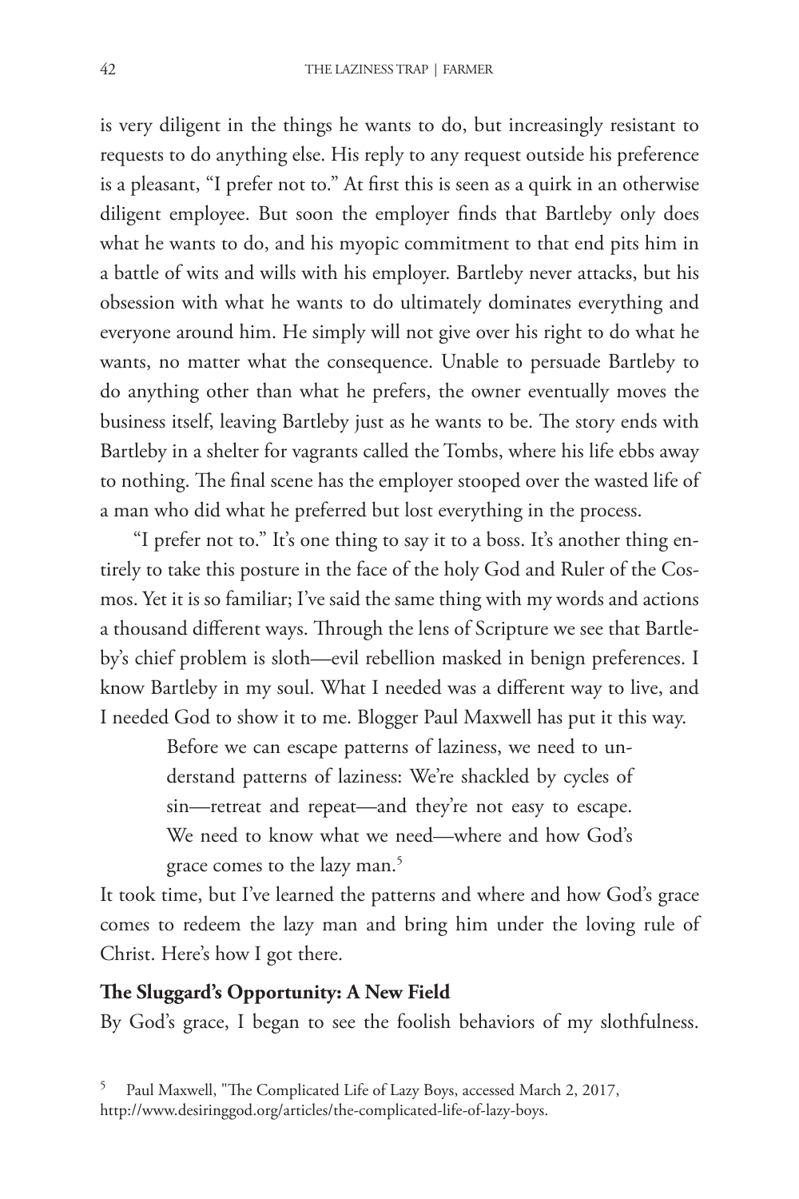is very diligent in the things he wants to do, but increasingly resistant to requests to do anything else. His reply to any request outside his preference is a pleasant, "I prefer not to." At first this is seen as a quirk in an otherwise diligent employee. But soon the employer finds that Bartleby only does what he wants to do, and his myopic commitment to that end pits him in a battle of wits and wills with his employer. Bartleby never attacks, but his obsession with what he wants to do ultimately dominates everything and everyone around him. He simply will not give over his right to do what he wants, no matter what the consequence. Unable to persuade Bartleby to do anything other than what he prefers, the owner eventually moves the business itself, leaving Bartleby just as he wants to be. The story ends with Bartleby in a shelter for vagrants called the Tombs, where his life ebbs away to nothing. The final scene has the employer stooped over the wasted life of a man who did what he preferred but lost everything in the process.

"I prefer not to." It's one thing to say it to a boss. It's another thing entirely to take this posture in the face of the holy God and Ruler of the Cosmos. Yet it is so familiar; I've said the same thing with my words and actions a thousand different ways. Through the lens of Scripture we see that Bartleby's chief problem is sloth—evil rebellion masked in benign preferences. I know Bartleby in my soul. What I needed was a different way to live, and I needed God to show it to me. Blogger Paul Maxwell has put it this way.

> Before we can escape patterns of laziness, we need to understand patterns of laziness: We're shackled by cycles of sin—retreat and repeat—and they're not easy to escape. We need to know what we need—where and how God's grace comes to the lazy man.[5]

It took time, but I've learned the patterns and where and how God's grace comes to redeem the lazy man and bring him under the loving rule of Christ. Here's how I got there.

**The Sluggard's Opportunity: A New Field**

By God's grace, I began to see the foolish behaviors of my slothfulness.

[5] Paul Maxwell, "The Complicated Life of Lazy Boys, accessed March 2, 2017, http://www.desiringgod.org/articles/the-complicated-life-of-lazy-boys.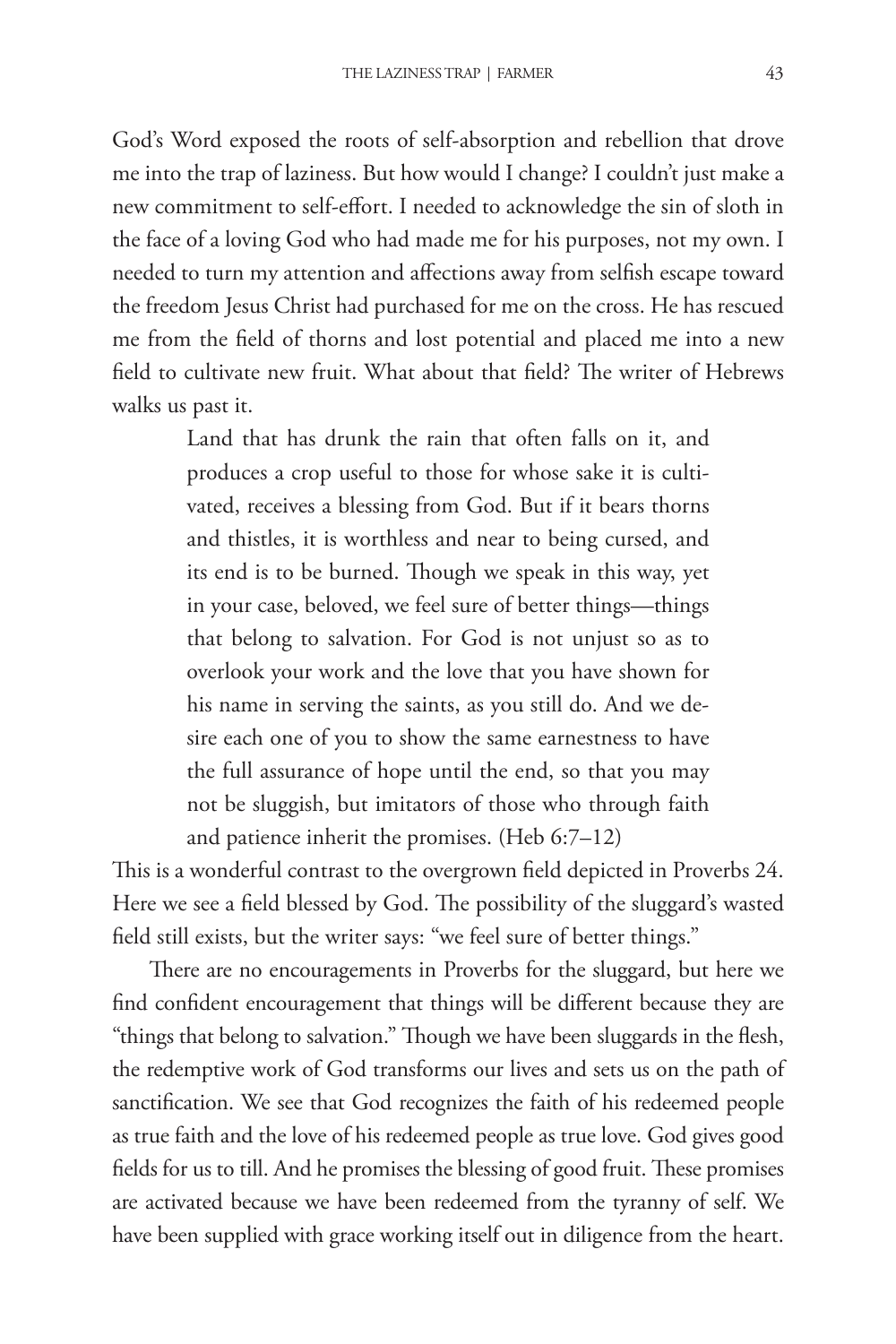God's Word exposed the roots of self-absorption and rebellion that drove me into the trap of laziness. But how would I change? I couldn't just make a new commitment to self-effort. I needed to acknowledge the sin of sloth in the face of a loving God who had made me for his purposes, not my own. I needed to turn my attention and affections away from selfish escape toward the freedom Jesus Christ had purchased for me on the cross. He has rescued me from the field of thorns and lost potential and placed me into a new field to cultivate new fruit. What about that field? The writer of Hebrews walks us past it.

> Land that has drunk the rain that often falls on it, and produces a crop useful to those for whose sake it is cultivated, receives a blessing from God. But if it bears thorns and thistles, it is worthless and near to being cursed, and its end is to be burned. Though we speak in this way, yet in your case, beloved, we feel sure of better things—things that belong to salvation. For God is not unjust so as to overlook your work and the love that you have shown for his name in serving the saints, as you still do. And we desire each one of you to show the same earnestness to have the full assurance of hope until the end, so that you may not be sluggish, but imitators of those who through faith and patience inherit the promises. (Heb 6:7–12)

This is a wonderful contrast to the overgrown field depicted in Proverbs 24. Here we see a field blessed by God. The possibility of the sluggard's wasted field still exists, but the writer says: "we feel sure of better things."

There are no encouragements in Proverbs for the sluggard, but here we find confident encouragement that things will be different because they are "things that belong to salvation." Though we have been sluggards in the flesh, the redemptive work of God transforms our lives and sets us on the path of sanctification. We see that God recognizes the faith of his redeemed people as true faith and the love of his redeemed people as true love. God gives good fields for us to till. And he promises the blessing of good fruit. These promises are activated because we have been redeemed from the tyranny of self. We have been supplied with grace working itself out in diligence from the heart.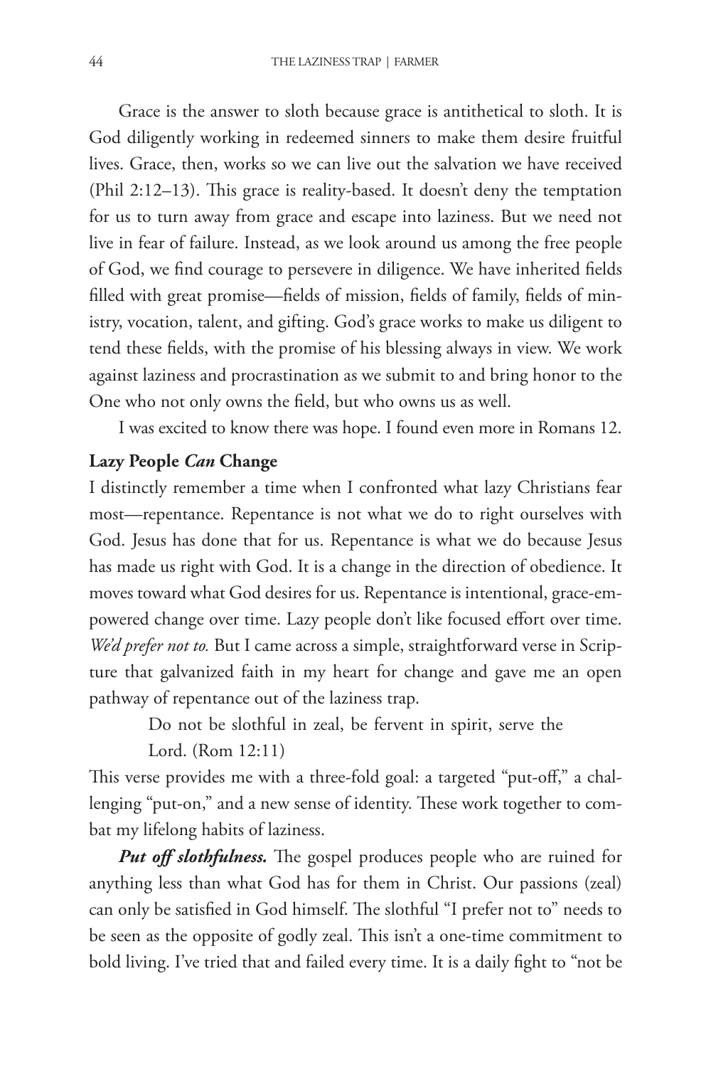Grace is the answer to sloth because grace is antithetical to sloth. It is God diligently working in redeemed sinners to make them desire fruitful lives. Grace, then, works so we can live out the salvation we have received (Phil 2:12–13). This grace is reality-based. It doesn't deny the temptation for us to turn away from grace and escape into laziness. But we need not live in fear of failure. Instead, as we look around us among the free people of God, we find courage to persevere in diligence. We have inherited fields filled with great promise—fields of mission, fields of family, fields of ministry, vocation, talent, and gifting. God's grace works to make us diligent to tend these fields, with the promise of his blessing always in view. We work against laziness and procrastination as we submit to and bring honor to the One who not only owns the field, but who owns us as well.

I was excited to know there was hope. I found even more in Romans 12.

### Lazy People *Can* Change

I distinctly remember a time when I confronted what lazy Christians fear most—repentance. Repentance is not what we do to right ourselves with God. Jesus has done that for us. Repentance is what we do because Jesus has made us right with God. It is a change in the direction of obedience. It moves toward what God desires for us. Repentance is intentional, grace-empowered change over time. Lazy people don't like focused effort over time. *We'd prefer not to.* But I came across a simple, straightforward verse in Scripture that galvanized faith in my heart for change and gave me an open pathway of repentance out of the laziness trap.

> Do not be slothful in zeal, be fervent in spirit, serve the Lord. (Rom 12:11)

This verse provides me with a three-fold goal: a targeted "put-off," a challenging "put-on," and a new sense of identity. These work together to combat my lifelong habits of laziness.

***Put off slothfulness.*** The gospel produces people who are ruined for anything less than what God has for them in Christ. Our passions (zeal) can only be satisfied in God himself. The slothful "I prefer not to" needs to be seen as the opposite of godly zeal. This isn't a one-time commitment to bold living. I've tried that and failed every time. It is a daily fight to "not be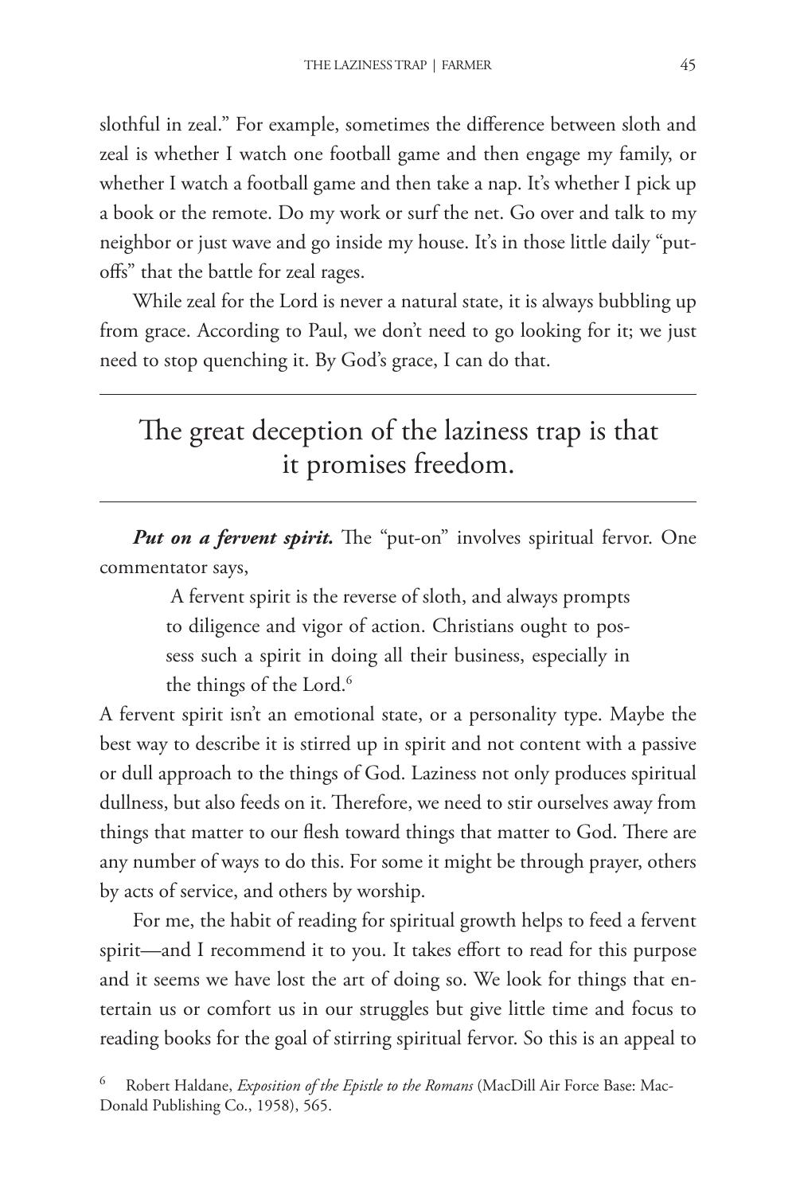slothful in zeal." For example, sometimes the difference between sloth and zeal is whether I watch one football game and then engage my family, or whether I watch a football game and then take a nap. It's whether I pick up a book or the remote. Do my work or surf the net. Go over and talk to my neighbor or just wave and go inside my house. It's in those little daily "put-offs" that the battle for zeal rages.

While zeal for the Lord is never a natural state, it is always bubbling up from grace. According to Paul, we don't need to go looking for it; we just need to stop quenching it. By God's grace, I can do that.

---

The great deception of the laziness trap is that it promises freedom.

---

***Put on a fervent spirit.*** The "put-on" involves spiritual fervor. One commentator says,

> A fervent spirit is the reverse of sloth, and always prompts to diligence and vigor of action. Christians ought to possess such a spirit in doing all their business, especially in the things of the Lord.[6]

A fervent spirit isn't an emotional state, or a personality type. Maybe the best way to describe it is stirred up in spirit and not content with a passive or dull approach to the things of God. Laziness not only produces spiritual dullness, but also feeds on it. Therefore, we need to stir ourselves away from things that matter to our flesh toward things that matter to God. There are any number of ways to do this. For some it might be through prayer, others by acts of service, and others by worship.

For me, the habit of reading for spiritual growth helps to feed a fervent spirit—and I recommend it to you. It takes effort to read for this purpose and it seems we have lost the art of doing so. We look for things that entertain us or comfort us in our struggles but give little time and focus to reading books for the goal of stirring spiritual fervor. So this is an appeal to

[6] Robert Haldane, *Exposition of the Epistle to the Romans* (MacDill Air Force Base: MacDonald Publishing Co., 1958), 565.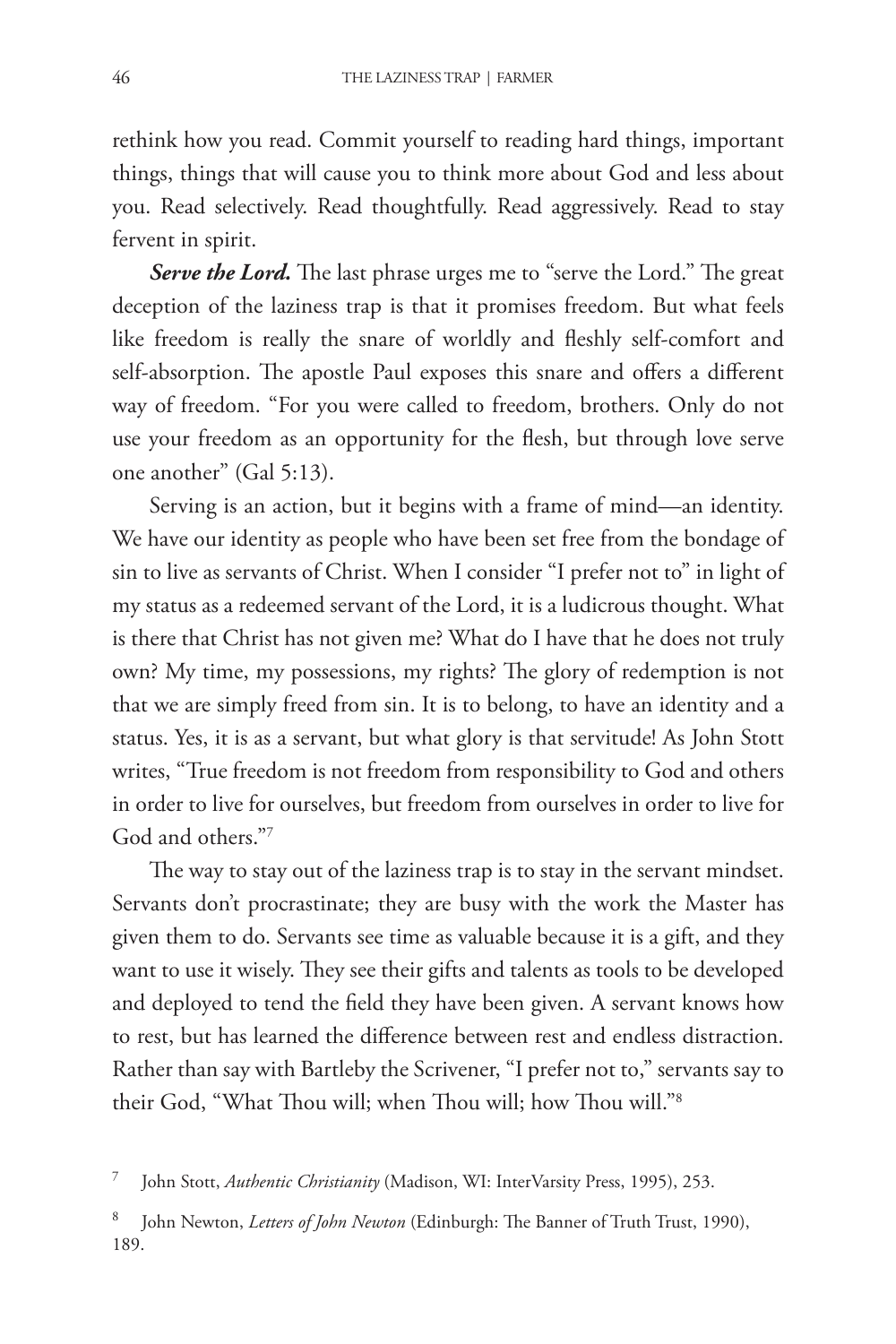rethink how you read. Commit yourself to reading hard things, important things, things that will cause you to think more about God and less about you. Read selectively. Read thoughtfully. Read aggressively. Read to stay fervent in spirit.

***Serve the Lord.*** The last phrase urges me to "serve the Lord." The great deception of the laziness trap is that it promises freedom. But what feels like freedom is really the snare of worldly and fleshly self-comfort and self-absorption. The apostle Paul exposes this snare and offers a different way of freedom. "For you were called to freedom, brothers. Only do not use your freedom as an opportunity for the flesh, but through love serve one another" (Gal 5:13).

Serving is an action, but it begins with a frame of mind—an identity. We have our identity as people who have been set free from the bondage of sin to live as servants of Christ. When I consider "I prefer not to" in light of my status as a redeemed servant of the Lord, it is a ludicrous thought. What is there that Christ has not given me? What do I have that he does not truly own? My time, my possessions, my rights? The glory of redemption is not that we are simply freed from sin. It is to belong, to have an identity and a status. Yes, it is as a servant, but what glory is that servitude! As John Stott writes, "True freedom is not freedom from responsibility to God and others in order to live for ourselves, but freedom from ourselves in order to live for God and others."[7]

The way to stay out of the laziness trap is to stay in the servant mindset. Servants don't procrastinate; they are busy with the work the Master has given them to do. Servants see time as valuable because it is a gift, and they want to use it wisely. They see their gifts and talents as tools to be developed and deployed to tend the field they have been given. A servant knows how to rest, but has learned the difference between rest and endless distraction. Rather than say with Bartleby the Scrivener, "I prefer not to," servants say to their God, "What Thou will; when Thou will; how Thou will."[8]

---

[7] John Stott, *Authentic Christianity* (Madison, WI: InterVarsity Press, 1995), 253.

[8] John Newton, *Letters of John Newton* (Edinburgh: The Banner of Truth Trust, 1990), 189.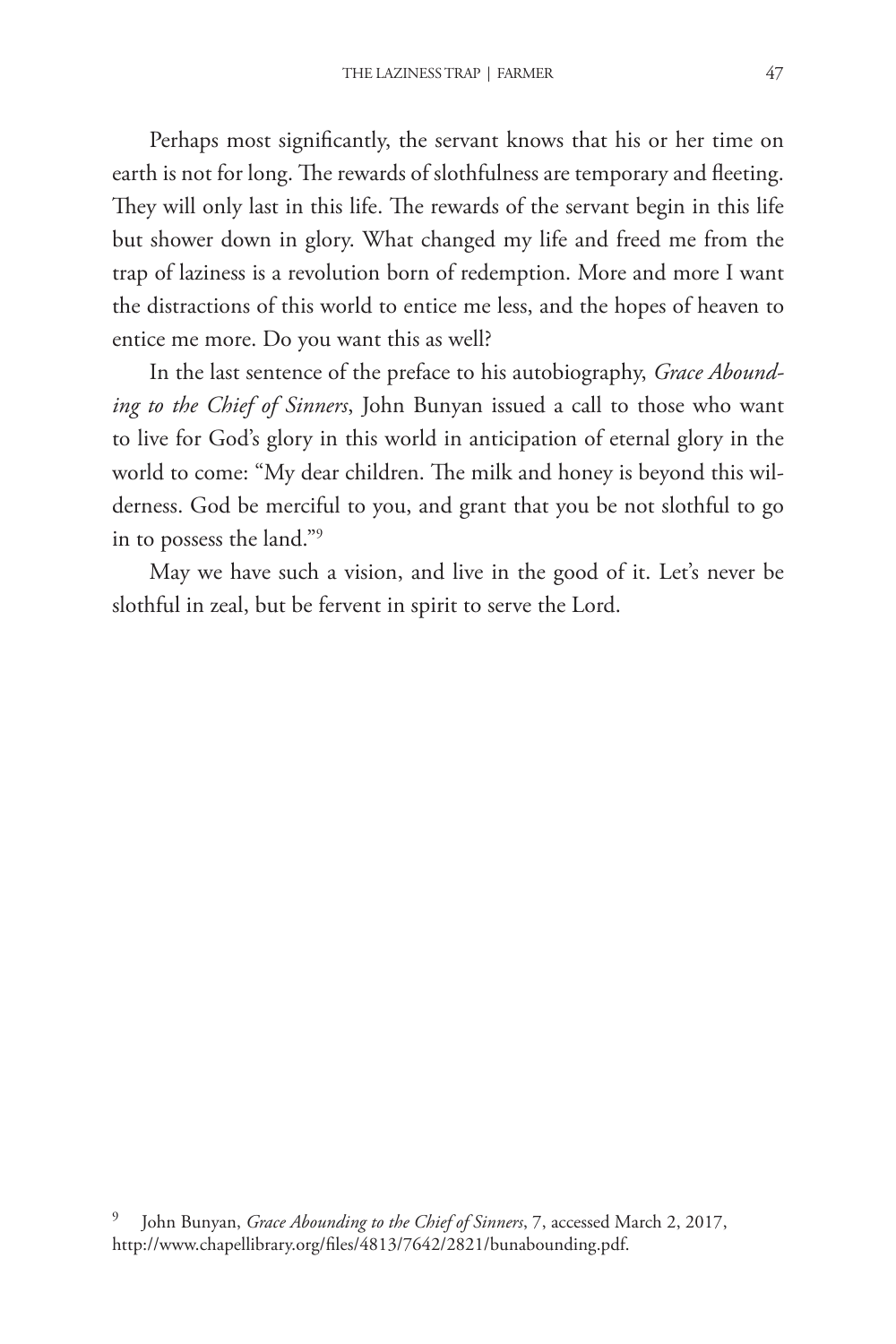Perhaps most significantly, the servant knows that his or her time on earth is not for long. The rewards of slothfulness are temporary and fleeting. They will only last in this life. The rewards of the servant begin in this life but shower down in glory. What changed my life and freed me from the trap of laziness is a revolution born of redemption. More and more I want the distractions of this world to entice me less, and the hopes of heaven to entice me more. Do you want this as well?

In the last sentence of the preface to his autobiography, *Grace Abounding to the Chief of Sinners*, John Bunyan issued a call to those who want to live for God's glory in this world in anticipation of eternal glory in the world to come: "My dear children. The milk and honey is beyond this wilderness. God be merciful to you, and grant that you be not slothful to go in to possess the land."[9]

May we have such a vision, and live in the good of it. Let's never be slothful in zeal, but be fervent in spirit to serve the Lord.

---

[9] John Bunyan, *Grace Abounding to the Chief of Sinners*, 7, accessed March 2, 2017, http://www.chapellibrary.org/files/4813/7642/2821/bunabounding.pdf.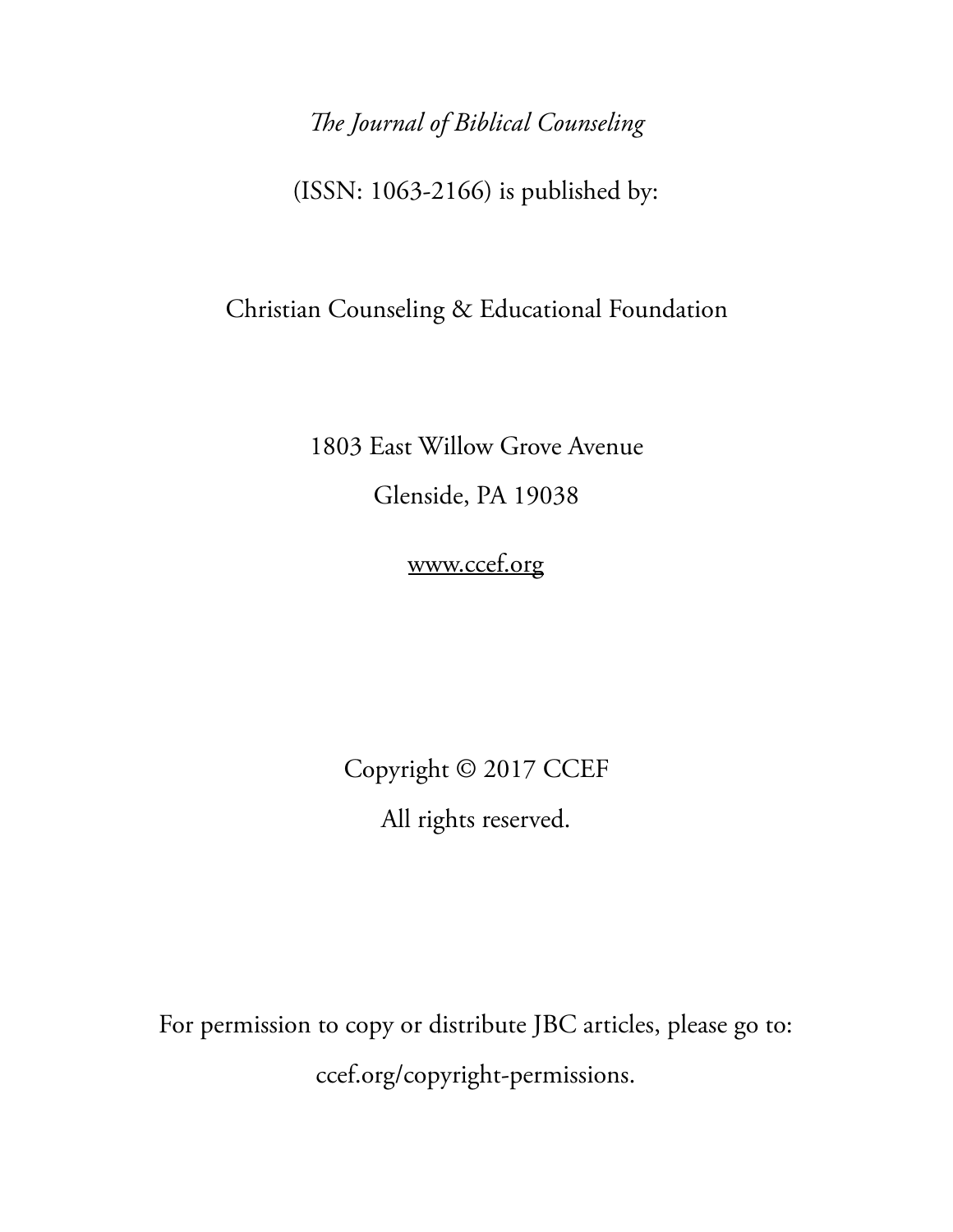*The Journal of Biblical Counseling*

(ISSN: 1063-2166) is published by:

Christian Counseling & Educational Foundation

1803 East Willow Grove Avenue

Glenside, PA 19038

www.ccef.org

Copyright © 2017 CCEF

All rights reserved.

For permission to copy or distribute JBC articles, please go to:

ccef.org/copyright-permissions.